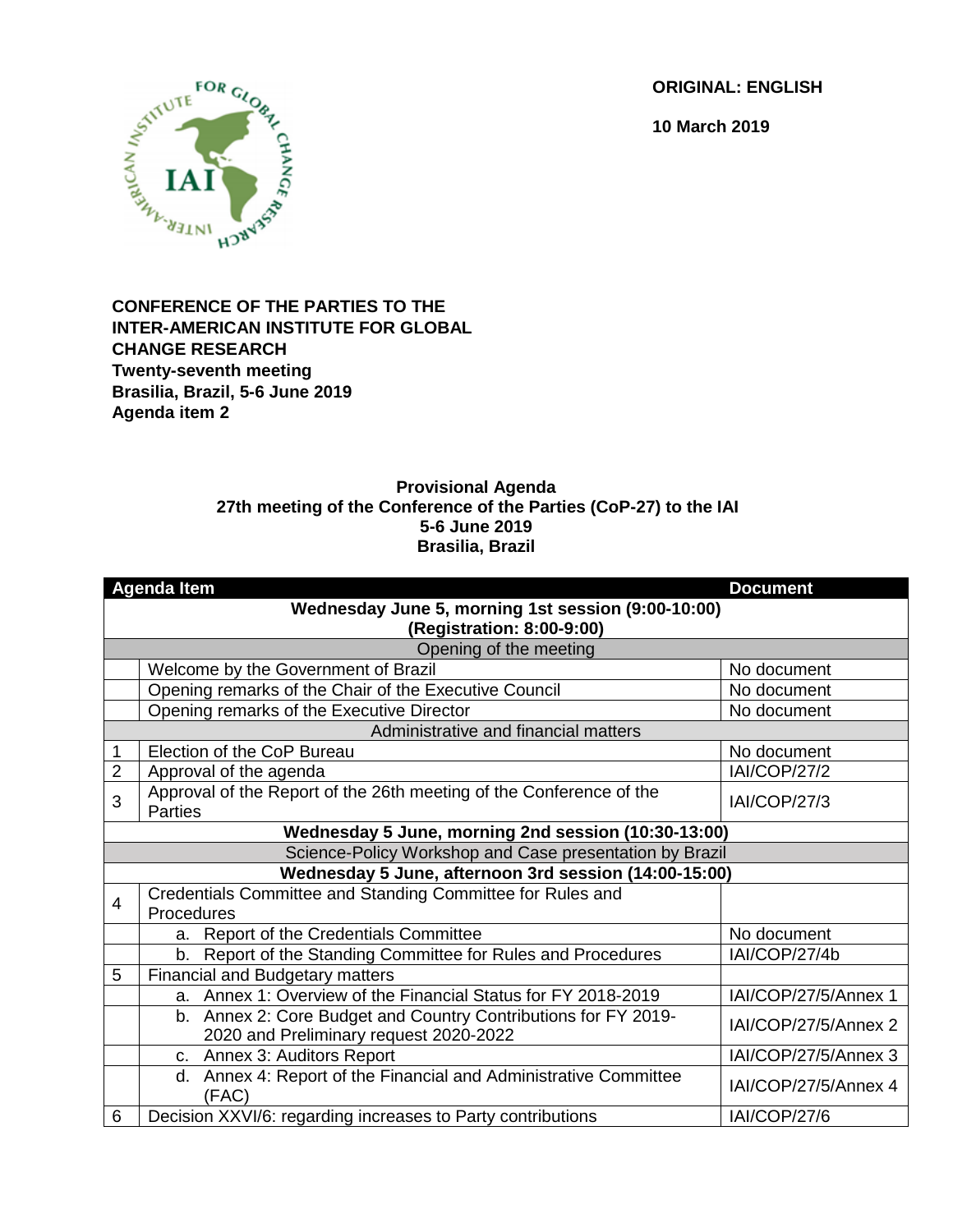ORIGINAL: ENGLISH

10 March 2019

**CONFERENCE OF THE PARTIES TO THE INTER-AMERICAN INSTITUTE FOR GLOBAL CHANGE RESEARCH**
**Twenty-seventh meeting**
**Brasilia, Brazil, 5-6 June 2019**
**Agenda item 2**

## Provisional Agenda
## 27th meeting of the Conference of the Parties (CoP-27) to the IAI
## 5-6 June 2019
## Brasilia, Brazil

| | Agenda Item | Document |
|---|---|---|
| | **Wednesday June 5, morning 1st session (9:00-10:00) (Registration: 8:00-9:00)** | |
| | Opening of the meeting | |
| | Welcome by the Government of Brazil | No document |
| | Opening remarks of the Chair of the Executive Council | No document |
| | Opening remarks of the Executive Director | No document |
| | Administrative and financial matters | |
| 1 | Election of the CoP Bureau | No document |
| 2 | Approval of the agenda | IAI/COP/27/2 |
| 3 | Approval of the Report of the 26th meeting of the Conference of the Parties | IAI/COP/27/3 |
| | **Wednesday 5 June, morning 2nd session (10:30-13:00)** | |
| | Science-Policy Workshop and Case presentation by Brazil | |
| | **Wednesday 5 June, afternoon 3rd session (14:00-15:00)** | |
| 4 | Credentials Committee and Standing Committee for Rules and Procedures | |
| | a. Report of the Credentials Committee | No document |
| | b. Report of the Standing Committee for Rules and Procedures | IAI/COP/27/4b |
| 5 | Financial and Budgetary matters | |
| | a. Annex 1: Overview of the Financial Status for FY 2018-2019 | IAI/COP/27/5/Annex 1 |
| | b. Annex 2: Core Budget and Country Contributions for FY 2019-2020 and Preliminary request 2020-2022 | IAI/COP/27/5/Annex 2 |
| | c. Annex 3: Auditors Report | IAI/COP/27/5/Annex 3 |
| | d. Annex 4: Report of the Financial and Administrative Committee (FAC) | IAI/COP/27/5/Annex 4 |
| 6 | Decision XXVI/6: regarding increases to Party contributions | IAI/COP/27/6 |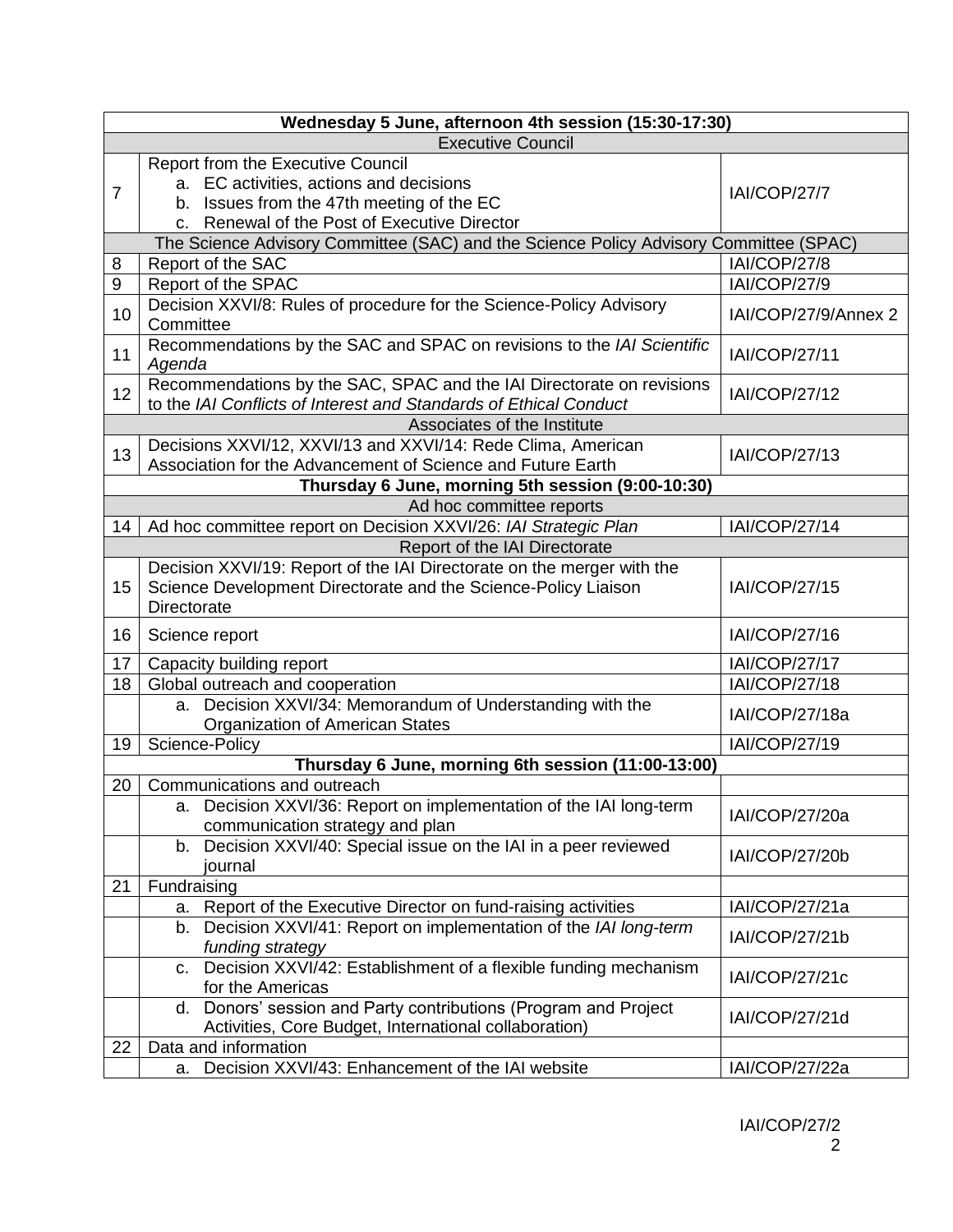| Wednesday 5 June, afternoon 4th session (15:30-17:30) | | |
|---|---|---|
| **Executive Council** | | |
| 7 | Report from the Executive Council<br>a. EC activities, actions and decisions<br>b. Issues from the 47th meeting of the EC<br>c. Renewal of the Post of Executive Director | IAI/COP/27/7 |
| **The Science Advisory Committee (SAC) and the Science Policy Advisory Committee (SPAC)** | | |
| 8 | Report of the SAC | IAI/COP/27/8 |
| 9 | Report of the SPAC | IAI/COP/27/9 |
| 10 | Decision XXVI/8: Rules of procedure for the Science-Policy Advisory Committee | IAI/COP/27/9/Annex 2 |
| 11 | Recommendations by the SAC and SPAC on revisions to the *IAI Scientific Agenda* | IAI/COP/27/11 |
| 12 | Recommendations by the SAC, SPAC and the IAI Directorate on revisions to the *IAI Conflicts of Interest and Standards of Ethical Conduct* | IAI/COP/27/12 |
| **Associates of the Institute** | | |
| 13 | Decisions XXVI/12, XXVI/13 and XXVI/14: Rede Clima, American Association for the Advancement of Science and Future Earth | IAI/COP/27/13 |
| **Thursday 6 June, morning 5th session (9:00-10:30)** | | |
| **Ad hoc committee reports** | | |
| 14 | Ad hoc committee report on Decision XXVI/26: *IAI Strategic Plan* | IAI/COP/27/14 |
| **Report of the IAI Directorate** | | |
| 15 | Decision XXVI/19: Report of the IAI Directorate on the merger with the Science Development Directorate and the Science-Policy Liaison Directorate | IAI/COP/27/15 |
| 16 | Science report | IAI/COP/27/16 |
| 17 | Capacity building report | IAI/COP/27/17 |
| 18 | Global outreach and cooperation | IAI/COP/27/18 |
| | a. Decision XXVI/34: Memorandum of Understanding with the Organization of American States | IAI/COP/27/18a |
| 19 | Science-Policy | IAI/COP/27/19 |
| **Thursday 6 June, morning 6th session (11:00-13:00)** | | |
| 20 | Communications and outreach | |
| | a. Decision XXVI/36: Report on implementation of the IAI long-term communication strategy and plan | IAI/COP/27/20a |
| | b. Decision XXVI/40: Special issue on the IAI in a peer reviewed journal | IAI/COP/27/20b |
| 21 | Fundraising | |
| | a. Report of the Executive Director on fund-raising activities | IAI/COP/27/21a |
| | b. Decision XXVI/41: Report on implementation of the *IAI long-term funding strategy* | IAI/COP/27/21b |
| | c. Decision XXVI/42: Establishment of a flexible funding mechanism for the Americas | IAI/COP/27/21c |
| | d. Donors' session and Party contributions (Program and Project Activities, Core Budget, International collaboration) | IAI/COP/27/21d |
| 22 | Data and information | |
| | a. Decision XXVI/43: Enhancement of the IAI website | IAI/COP/27/22a |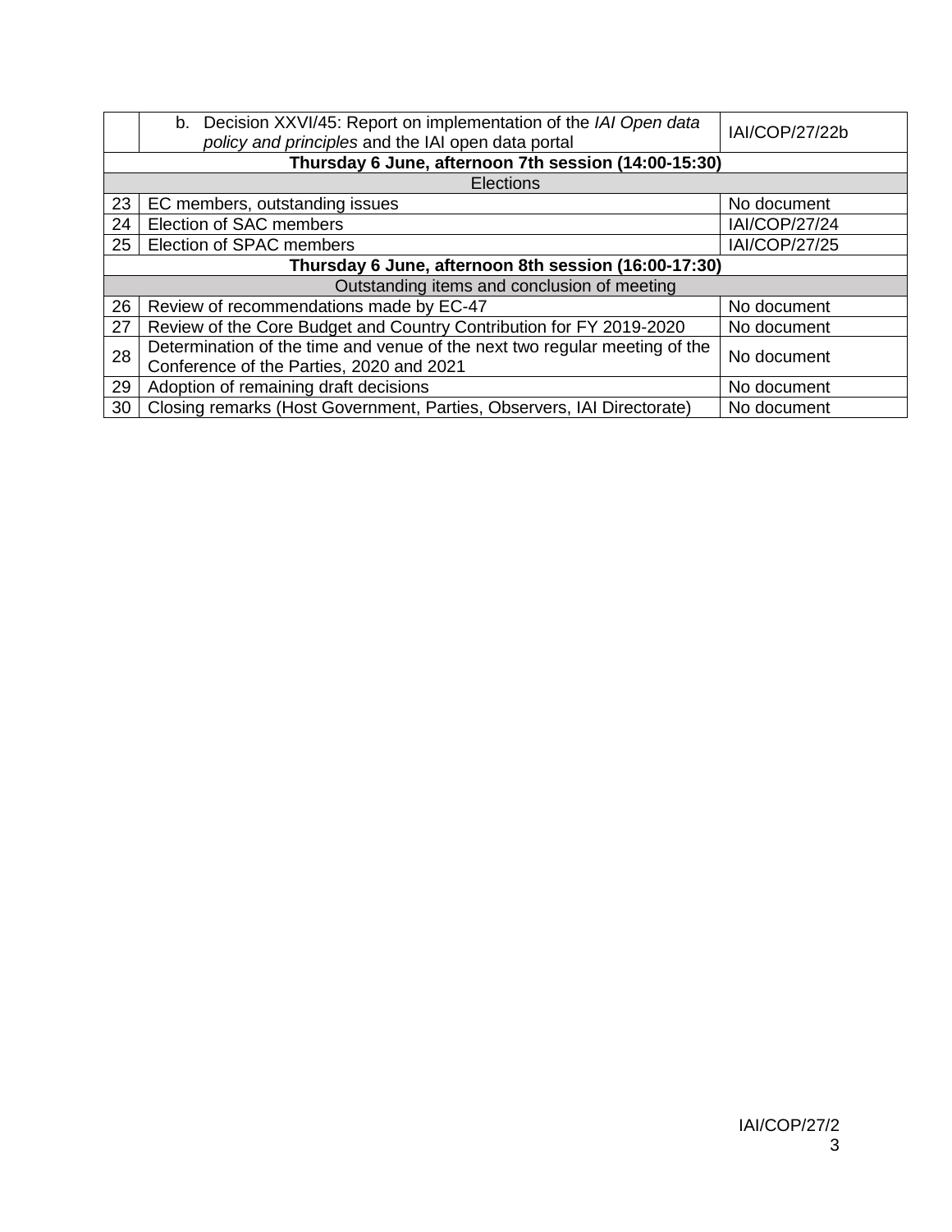| | | |
|---|---|---|
| | b. Decision XXVI/45: Report on implementation of the *IAI Open data policy and principles* and the IAI open data portal | IAI/COP/27/22b |
| **Thursday 6 June, afternoon 7th session (14:00-15:30)** | | |
| Elections | | |
| 23 | EC members, outstanding issues | No document |
| 24 | Election of SAC members | IAI/COP/27/24 |
| 25 | Election of SPAC members | IAI/COP/27/25 |
| **Thursday 6 June, afternoon 8th session (16:00-17:30)** | | |
| Outstanding items and conclusion of meeting | | |
| 26 | Review of recommendations made by EC-47 | No document |
| 27 | Review of the Core Budget and Country Contribution for FY 2019-2020 | No document |
| 28 | Determination of the time and venue of the next two regular meeting of the Conference of the Parties, 2020 and 2021 | No document |
| 29 | Adoption of remaining draft decisions | No document |
| 30 | Closing remarks (Host Government, Parties, Observers, IAI Directorate) | No document |